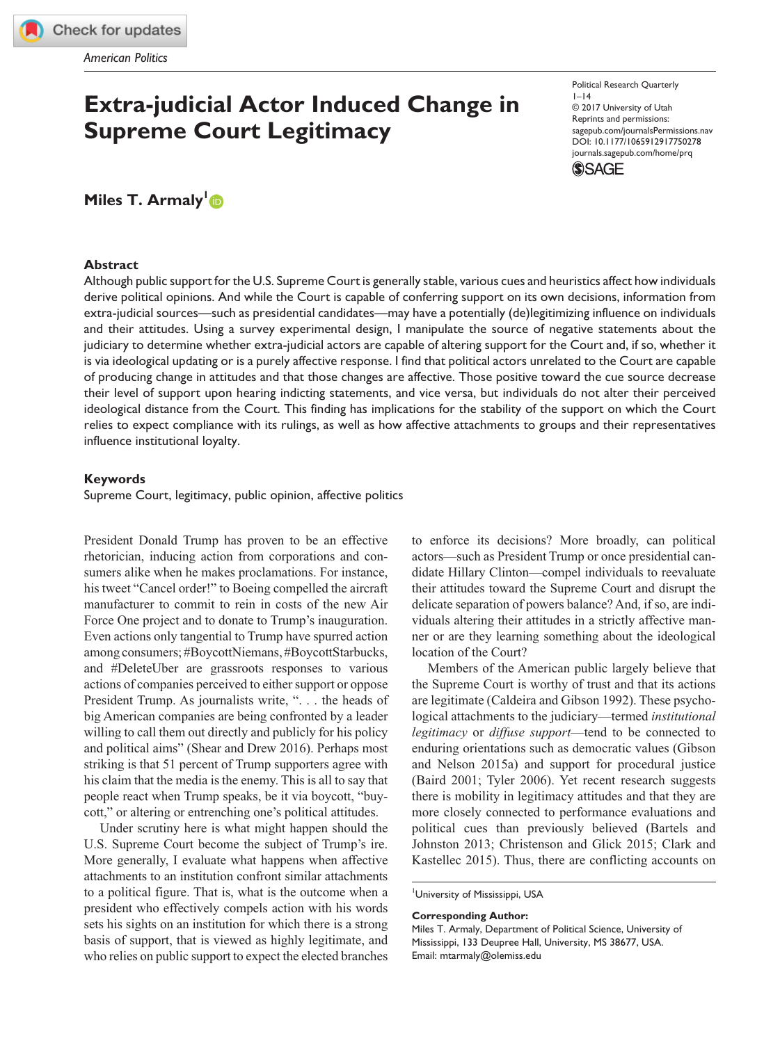American Politics

# Extra-judicial Actor Induced Change in Supreme Court Legitimacy

Political Research Quarterly
1–14
© 2017 University of Utah
Reprints and permissions:
sagepub.com/journalsPermissions.nav
DOI: 10.1177/1065912917750278
journals.sagepub.com/home/prq

**Miles T. Armaly**[1]

## Abstract

Although public support for the U.S. Supreme Court is generally stable, various cues and heuristics affect how individuals derive political opinions. And while the Court is capable of conferring support on its own decisions, information from extra-judicial sources—such as presidential candidates—may have a potentially (de)legitimizing influence on individuals and their attitudes. Using a survey experimental design, I manipulate the source of negative statements about the judiciary to determine whether extra-judicial actors are capable of altering support for the Court and, if so, whether it is via ideological updating or is a purely affective response. I find that political actors unrelated to the Court are capable of producing change in attitudes and that those changes are affective. Those positive toward the cue source decrease their level of support upon hearing indicting statements, and vice versa, but individuals do not alter their perceived ideological distance from the Court. This finding has implications for the stability of the support on which the Court relies to expect compliance with its rulings, as well as how affective attachments to groups and their representatives influence institutional loyalty.

## Keywords

Supreme Court, legitimacy, public opinion, affective politics

President Donald Trump has proven to be an effective rhetorician, inducing action from corporations and consumers alike when he makes proclamations. For instance, his tweet "Cancel order!" to Boeing compelled the aircraft manufacturer to commit to rein in costs of the new Air Force One project and to donate to Trump's inauguration. Even actions only tangential to Trump have spurred action among consumers; #BoycottNiemans, #BoycottStarbucks, and #DeleteUber are grassroots responses to various actions of companies perceived to either support or oppose President Trump. As journalists write, ". . . the heads of big American companies are being confronted by a leader willing to call them out directly and publicly for his policy and political aims" (Shear and Drew 2016). Perhaps most striking is that 51 percent of Trump supporters agree with his claim that the media is the enemy. This is all to say that people react when Trump speaks, be it via boycott, "buycott," or altering or entrenching one's political attitudes.

Under scrutiny here is what might happen should the U.S. Supreme Court become the subject of Trump's ire. More generally, I evaluate what happens when affective attachments to an institution confront similar attachments to a political figure. That is, what is the outcome when a president who effectively compels action with his words sets his sights on an institution for which there is a strong basis of support, that is viewed as highly legitimate, and who relies on public support to expect the elected branches to enforce its decisions? More broadly, can political actors—such as President Trump or once presidential candidate Hillary Clinton—compel individuals to reevaluate their attitudes toward the Supreme Court and disrupt the delicate separation of powers balance? And, if so, are individuals altering their attitudes in a strictly affective manner or are they learning something about the ideological location of the Court?

Members of the American public largely believe that the Supreme Court is worthy of trust and that its actions are legitimate (Caldeira and Gibson 1992). These psychological attachments to the judiciary—termed *institutional legitimacy* or *diffuse support*—tend to be connected to enduring orientations such as democratic values (Gibson and Nelson 2015a) and support for procedural justice (Baird 2001; Tyler 2006). Yet recent research suggests there is mobility in legitimacy attitudes and that they are more closely connected to performance evaluations and political cues than previously believed (Bartels and Johnston 2013; Christenson and Glick 2015; Clark and Kastellec 2015). Thus, there are conflicting accounts on

[1]University of Mississippi, USA

**Corresponding Author:**
Miles T. Armaly, Department of Political Science, University of Mississippi, 133 Deupree Hall, University, MS 38677, USA.
Email: mtarmaly@olemiss.edu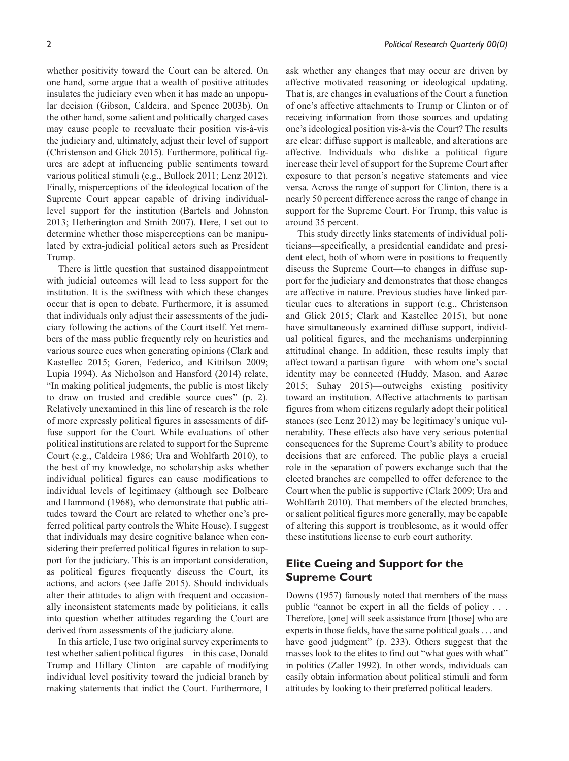whether positivity toward the Court can be altered. On one hand, some argue that a wealth of positive attitudes insulates the judiciary even when it has made an unpopular decision (Gibson, Caldeira, and Spence 2003b). On the other hand, some salient and politically charged cases may cause people to reevaluate their position vis-à-vis the judiciary and, ultimately, adjust their level of support (Christenson and Glick 2015). Furthermore, political figures are adept at influencing public sentiments toward various political stimuli (e.g., Bullock 2011; Lenz 2012). Finally, misperceptions of the ideological location of the Supreme Court appear capable of driving individual-level support for the institution (Bartels and Johnston 2013; Hetherington and Smith 2007). Here, I set out to determine whether those misperceptions can be manipulated by extra-judicial political actors such as President Trump.

There is little question that sustained disappointment with judicial outcomes will lead to less support for the institution. It is the swiftness with which these changes occur that is open to debate. Furthermore, it is assumed that individuals only adjust their assessments of the judiciary following the actions of the Court itself. Yet members of the mass public frequently rely on heuristics and various source cues when generating opinions (Clark and Kastellec 2015; Goren, Federico, and Kittilson 2009; Lupia 1994). As Nicholson and Hansford (2014) relate, "In making political judgments, the public is most likely to draw on trusted and credible source cues" (p. 2). Relatively unexamined in this line of research is the role of more expressly political figures in assessments of diffuse support for the Court. While evaluations of other political institutions are related to support for the Supreme Court (e.g., Caldeira 1986; Ura and Wohlfarth 2010), to the best of my knowledge, no scholarship asks whether individual political figures can cause modifications to individual levels of legitimacy (although see Dolbeare and Hammond (1968), who demonstrate that public attitudes toward the Court are related to whether one's preferred political party controls the White House). I suggest that individuals may desire cognitive balance when considering their preferred political figures in relation to support for the judiciary. This is an important consideration, as political figures frequently discuss the Court, its actions, and actors (see Jaffe 2015). Should individuals alter their attitudes to align with frequent and occasionally inconsistent statements made by politicians, it calls into question whether attitudes regarding the Court are derived from assessments of the judiciary alone.

In this article, I use two original survey experiments to test whether salient political figures—in this case, Donald Trump and Hillary Clinton—are capable of modifying individual level positivity toward the judicial branch by making statements that indict the Court. Furthermore, I ask whether any changes that may occur are driven by affective motivated reasoning or ideological updating. That is, are changes in evaluations of the Court a function of one's affective attachments to Trump or Clinton or of receiving information from those sources and updating one's ideological position vis-à-vis the Court? The results are clear: diffuse support is malleable, and alterations are affective. Individuals who dislike a political figure increase their level of support for the Supreme Court after exposure to that person's negative statements and vice versa. Across the range of support for Clinton, there is a nearly 50 percent difference across the range of change in support for the Supreme Court. For Trump, this value is around 35 percent.

This study directly links statements of individual politicians—specifically, a presidential candidate and president elect, both of whom were in positions to frequently discuss the Supreme Court—to changes in diffuse support for the judiciary and demonstrates that those changes are affective in nature. Previous studies have linked particular cues to alterations in support (e.g., Christenson and Glick 2015; Clark and Kastellec 2015), but none have simultaneously examined diffuse support, individual political figures, and the mechanisms underpinning attitudinal change. In addition, these results imply that affect toward a partisan figure—with whom one's social identity may be connected (Huddy, Mason, and Aarøe 2015; Suhay 2015)—outweighs existing positivity toward an institution. Affective attachments to partisan figures from whom citizens regularly adopt their political stances (see Lenz 2012) may be legitimacy's unique vulnerability. These effects also have very serious potential consequences for the Supreme Court's ability to produce decisions that are enforced. The public plays a crucial role in the separation of powers exchange such that the elected branches are compelled to offer deference to the Court when the public is supportive (Clark 2009; Ura and Wohlfarth 2010). That members of the elected branches, or salient political figures more generally, may be capable of altering this support is troublesome, as it would offer these institutions license to curb court authority.

## Elite Cueing and Support for the Supreme Court

Downs (1957) famously noted that members of the mass public "cannot be expert in all the fields of policy . . . Therefore, [one] will seek assistance from [those] who are experts in those fields, have the same political goals . . . and have good judgment" (p. 233). Others suggest that the masses look to the elites to find out "what goes with what" in politics (Zaller 1992). In other words, individuals can easily obtain information about political stimuli and form attitudes by looking to their preferred political leaders.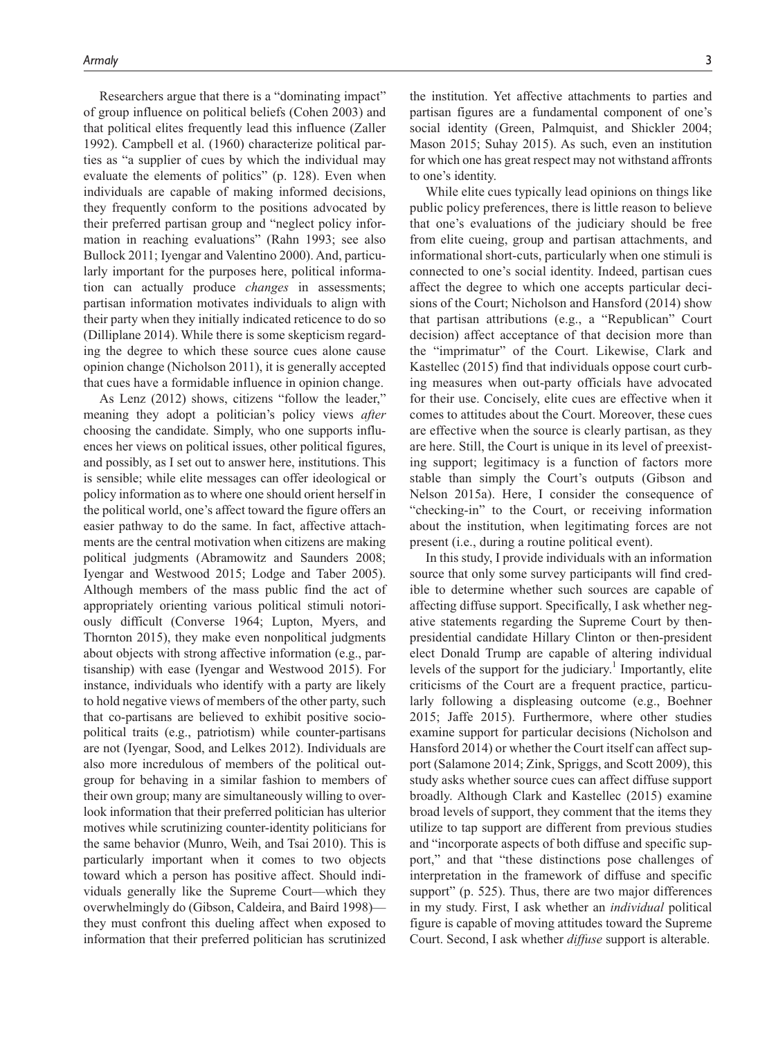Researchers argue that there is a "dominating impact" of group influence on political beliefs (Cohen 2003) and that political elites frequently lead this influence (Zaller 1992). Campbell et al. (1960) characterize political parties as "a supplier of cues by which the individual may evaluate the elements of politics" (p. 128). Even when individuals are capable of making informed decisions, they frequently conform to the positions advocated by their preferred partisan group and "neglect policy information in reaching evaluations" (Rahn 1993; see also Bullock 2011; Iyengar and Valentino 2000). And, particularly important for the purposes here, political information can actually produce *changes* in assessments; partisan information motivates individuals to align with their party when they initially indicated reticence to do so (Dilliplane 2014). While there is some skepticism regarding the degree to which these source cues alone cause opinion change (Nicholson 2011), it is generally accepted that cues have a formidable influence in opinion change.

As Lenz (2012) shows, citizens "follow the leader," meaning they adopt a politician's policy views *after* choosing the candidate. Simply, who one supports influences her views on political issues, other political figures, and possibly, as I set out to answer here, institutions. This is sensible; while elite messages can offer ideological or policy information as to where one should orient herself in the political world, one's affect toward the figure offers an easier pathway to do the same. In fact, affective attachments are the central motivation when citizens are making political judgments (Abramowitz and Saunders 2008; Iyengar and Westwood 2015; Lodge and Taber 2005). Although members of the mass public find the act of appropriately orienting various political stimuli notoriously difficult (Converse 1964; Lupton, Myers, and Thornton 2015), they make even nonpolitical judgments about objects with strong affective information (e.g., partisanship) with ease (Iyengar and Westwood 2015). For instance, individuals who identify with a party are likely to hold negative views of members of the other party, such that co-partisans are believed to exhibit positive socio-political traits (e.g., patriotism) while counter-partisans are not (Iyengar, Sood, and Lelkes 2012). Individuals are also more incredulous of members of the political out-group for behaving in a similar fashion to members of their own group; many are simultaneously willing to overlook information that their preferred politician has ulterior motives while scrutinizing counter-identity politicians for the same behavior (Munro, Weih, and Tsai 2010). This is particularly important when it comes to two objects toward which a person has positive affect. Should individuals generally like the Supreme Court—which they overwhelmingly do (Gibson, Caldeira, and Baird 1998)—they must confront this dueling affect when exposed to information that their preferred politician has scrutinized the institution. Yet affective attachments to parties and partisan figures are a fundamental component of one's social identity (Green, Palmquist, and Shickler 2004; Mason 2015; Suhay 2015). As such, even an institution for which one has great respect may not withstand affronts to one's identity.

While elite cues typically lead opinions on things like public policy preferences, there is little reason to believe that one's evaluations of the judiciary should be free from elite cueing, group and partisan attachments, and informational short-cuts, particularly when one stimuli is connected to one's social identity. Indeed, partisan cues affect the degree to which one accepts particular decisions of the Court; Nicholson and Hansford (2014) show that partisan attributions (e.g., a "Republican" Court decision) affect acceptance of that decision more than the "imprimatur" of the Court. Likewise, Clark and Kastellec (2015) find that individuals oppose court curbing measures when out-party officials have advocated for their use. Concisely, elite cues are effective when it comes to attitudes about the Court. Moreover, these cues are effective when the source is clearly partisan, as they are here. Still, the Court is unique in its level of preexisting support; legitimacy is a function of factors more stable than simply the Court's outputs (Gibson and Nelson 2015a). Here, I consider the consequence of "checking-in" to the Court, or receiving information about the institution, when legitimating forces are not present (i.e., during a routine political event).

In this study, I provide individuals with an information source that only some survey participants will find credible to determine whether such sources are capable of affecting diffuse support. Specifically, I ask whether negative statements regarding the Supreme Court by then-presidential candidate Hillary Clinton or then-president elect Donald Trump are capable of altering individual levels of the support for the judiciary.[1] Importantly, elite criticisms of the Court are a frequent practice, particularly following a displeasing outcome (e.g., Boehner 2015; Jaffe 2015). Furthermore, where other studies examine support for particular decisions (Nicholson and Hansford 2014) or whether the Court itself can affect support (Salamone 2014; Zink, Spriggs, and Scott 2009), this study asks whether source cues can affect diffuse support broadly. Although Clark and Kastellec (2015) examine broad levels of support, they comment that the items they utilize to tap support are different from previous studies and "incorporate aspects of both diffuse and specific support," and that "these distinctions pose challenges of interpretation in the framework of diffuse and specific support" (p. 525). Thus, there are two major differences in my study. First, I ask whether an *individual* political figure is capable of moving attitudes toward the Supreme Court. Second, I ask whether *diffuse* support is alterable.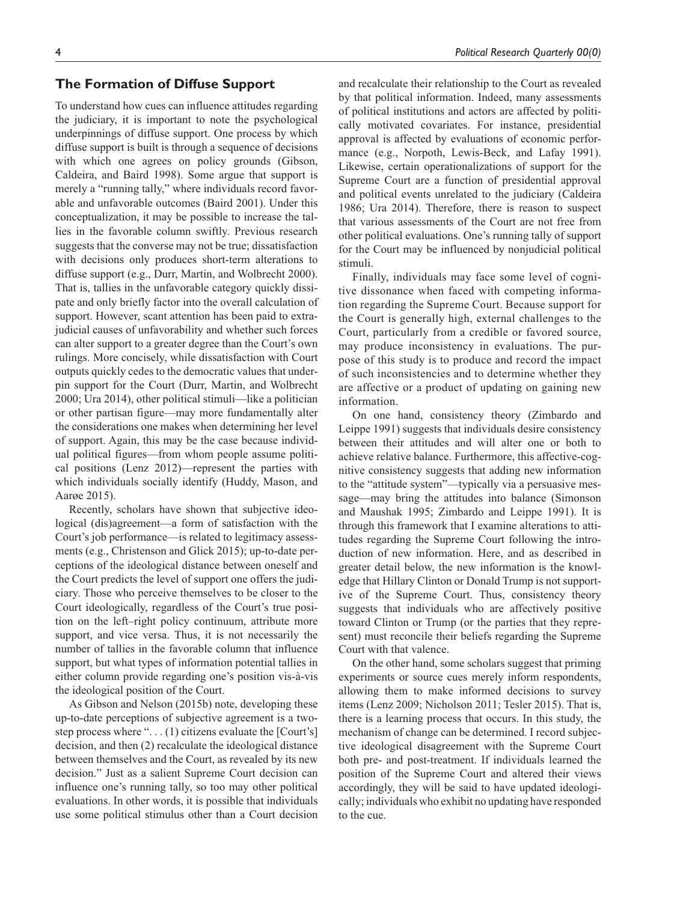## The Formation of Diffuse Support

To understand how cues can influence attitudes regarding the judiciary, it is important to note the psychological underpinnings of diffuse support. One process by which diffuse support is built is through a sequence of decisions with which one agrees on policy grounds (Gibson, Caldeira, and Baird 1998). Some argue that support is merely a "running tally," where individuals record favorable and unfavorable outcomes (Baird 2001). Under this conceptualization, it may be possible to increase the tallies in the favorable column swiftly. Previous research suggests that the converse may not be true; dissatisfaction with decisions only produces short-term alterations to diffuse support (e.g., Durr, Martin, and Wolbrecht 2000). That is, tallies in the unfavorable category quickly dissipate and only briefly factor into the overall calculation of support. However, scant attention has been paid to extrajudicial causes of unfavorability and whether such forces can alter support to a greater degree than the Court's own rulings. More concisely, while dissatisfaction with Court outputs quickly cedes to the democratic values that underpin support for the Court (Durr, Martin, and Wolbrecht 2000; Ura 2014), other political stimuli—like a politician or other partisan figure—may more fundamentally alter the considerations one makes when determining her level of support. Again, this may be the case because individual political figures—from whom people assume political positions (Lenz 2012)—represent the parties with which individuals socially identify (Huddy, Mason, and Aarøe 2015).

Recently, scholars have shown that subjective ideological (dis)agreement—a form of satisfaction with the Court's job performance—is related to legitimacy assessments (e.g., Christenson and Glick 2015); up-to-date perceptions of the ideological distance between oneself and the Court predicts the level of support one offers the judiciary. Those who perceive themselves to be closer to the Court ideologically, regardless of the Court's true position on the left–right policy continuum, attribute more support, and vice versa. Thus, it is not necessarily the number of tallies in the favorable column that influence support, but what types of information potential tallies in either column provide regarding one's position vis-à-vis the ideological position of the Court.

As Gibson and Nelson (2015b) note, developing these up-to-date perceptions of subjective agreement is a two-step process where ". . . (1) citizens evaluate the [Court's] decision, and then (2) recalculate the ideological distance between themselves and the Court, as revealed by its new decision." Just as a salient Supreme Court decision can influence one's running tally, so too may other political evaluations. In other words, it is possible that individuals use some political stimulus other than a Court decision and recalculate their relationship to the Court as revealed by that political information. Indeed, many assessments of political institutions and actors are affected by politically motivated covariates. For instance, presidential approval is affected by evaluations of economic performance (e.g., Norpoth, Lewis-Beck, and Lafay 1991). Likewise, certain operationalizations of support for the Supreme Court are a function of presidential approval and political events unrelated to the judiciary (Caldeira 1986; Ura 2014). Therefore, there is reason to suspect that various assessments of the Court are not free from other political evaluations. One's running tally of support for the Court may be influenced by nonjudicial political stimuli.

Finally, individuals may face some level of cognitive dissonance when faced with competing information regarding the Supreme Court. Because support for the Court is generally high, external challenges to the Court, particularly from a credible or favored source, may produce inconsistency in evaluations. The purpose of this study is to produce and record the impact of such inconsistencies and to determine whether they are affective or a product of updating on gaining new information.

On one hand, consistency theory (Zimbardo and Leippe 1991) suggests that individuals desire consistency between their attitudes and will alter one or both to achieve relative balance. Furthermore, this affective-cognitive consistency suggests that adding new information to the "attitude system"—typically via a persuasive message—may bring the attitudes into balance (Simonson and Maushak 1995; Zimbardo and Leippe 1991). It is through this framework that I examine alterations to attitudes regarding the Supreme Court following the introduction of new information. Here, and as described in greater detail below, the new information is the knowledge that Hillary Clinton or Donald Trump is not supportive of the Supreme Court. Thus, consistency theory suggests that individuals who are affectively positive toward Clinton or Trump (or the parties that they represent) must reconcile their beliefs regarding the Supreme Court with that valence.

On the other hand, some scholars suggest that priming experiments or source cues merely inform respondents, allowing them to make informed decisions to survey items (Lenz 2009; Nicholson 2011; Tesler 2015). That is, there is a learning process that occurs. In this study, the mechanism of change can be determined. I record subjective ideological disagreement with the Supreme Court both pre- and post-treatment. If individuals learned the position of the Supreme Court and altered their views accordingly, they will be said to have updated ideologically; individuals who exhibit no updating have responded to the cue.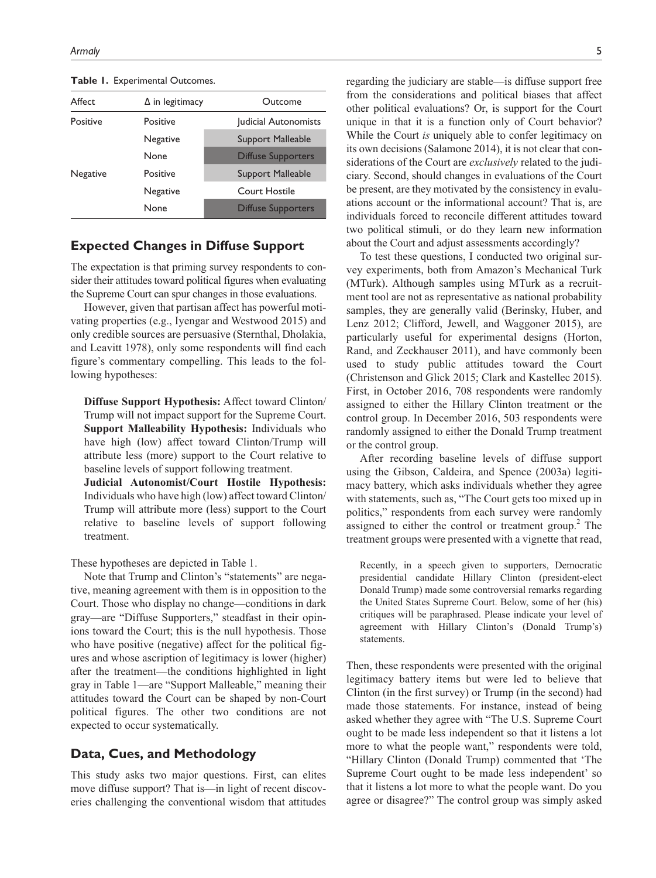**Table 1.** Experimental Outcomes.

| Affect | Δ in legitimacy | Outcome |
|---|---|---|
| Positive | Positive | Judicial Autonomists |
| | Negative | Support Malleable |
| | None | Diffuse Supporters |
| Negative | Positive | Support Malleable |
| | Negative | Court Hostile |
| | None | Diffuse Supporters |

## Expected Changes in Diffuse Support

The expectation is that priming survey respondents to consider their attitudes toward political figures when evaluating the Supreme Court can spur changes in those evaluations.

However, given that partisan affect has powerful motivating properties (e.g., Iyengar and Westwood 2015) and only credible sources are persuasive (Sternthal, Dholakia, and Leavitt 1978), only some respondents will find each figure's commentary compelling. This leads to the following hypotheses:

> **Diffuse Support Hypothesis:** Affect toward Clinton/Trump will not impact support for the Supreme Court.
> **Support Malleability Hypothesis:** Individuals who have high (low) affect toward Clinton/Trump will attribute less (more) support to the Court relative to baseline levels of support following treatment.
> **Judicial Autonomist/Court Hostile Hypothesis:** Individuals who have high (low) affect toward Clinton/Trump will attribute more (less) support to the Court relative to baseline levels of support following treatment.

These hypotheses are depicted in Table 1.

Note that Trump and Clinton's "statements" are negative, meaning agreement with them is in opposition to the Court. Those who display no change—conditions in dark gray—are "Diffuse Supporters," steadfast in their opinions toward the Court; this is the null hypothesis. Those who have positive (negative) affect for the political figures and whose ascription of legitimacy is lower (higher) after the treatment—the conditions highlighted in light gray in Table 1—are "Support Malleable," meaning their attitudes toward the Court can be shaped by non-Court political figures. The other two conditions are not expected to occur systematically.

## Data, Cues, and Methodology

This study asks two major questions. First, can elites move diffuse support? That is—in light of recent discoveries challenging the conventional wisdom that attitudes regarding the judiciary are stable—is diffuse support free from the considerations and political biases that affect other political evaluations? Or, is support for the Court unique in that it is a function only of Court behavior? While the Court *is* uniquely able to confer legitimacy on its own decisions (Salamone 2014), it is not clear that considerations of the Court are *exclusively* related to the judiciary. Second, should changes in evaluations of the Court be present, are they motivated by the consistency in evaluations account or the informational account? That is, are individuals forced to reconcile different attitudes toward two political stimuli, or do they learn new information about the Court and adjust assessments accordingly?

To test these questions, I conducted two original survey experiments, both from Amazon's Mechanical Turk (MTurk). Although samples using MTurk as a recruitment tool are not as representative as national probability samples, they are generally valid (Berinsky, Huber, and Lenz 2012; Clifford, Jewell, and Waggoner 2015), are particularly useful for experimental designs (Horton, Rand, and Zeckhauser 2011), and have commonly been used to study public attitudes toward the Court (Christenson and Glick 2015; Clark and Kastellec 2015). First, in October 2016, 708 respondents were randomly assigned to either the Hillary Clinton treatment or the control group. In December 2016, 503 respondents were randomly assigned to either the Donald Trump treatment or the control group.

After recording baseline levels of diffuse support using the Gibson, Caldeira, and Spence (2003a) legitimacy battery, which asks individuals whether they agree with statements, such as, "The Court gets too mixed up in politics," respondents from each survey were randomly assigned to either the control or treatment group.[2] The treatment groups were presented with a vignette that read,

> Recently, in a speech given to supporters, Democratic presidential candidate Hillary Clinton (president-elect Donald Trump) made some controversial remarks regarding the United States Supreme Court. Below, some of her (his) critiques will be paraphrased. Please indicate your level of agreement with Hillary Clinton's (Donald Trump's) statements.

Then, these respondents were presented with the original legitimacy battery items but were led to believe that Clinton (in the first survey) or Trump (in the second) had made those statements. For instance, instead of being asked whether they agree with "The U.S. Supreme Court ought to be made less independent so that it listens a lot more to what the people want," respondents were told, "Hillary Clinton (Donald Trump) commented that 'The Supreme Court ought to be made less independent' so that it listens a lot more to what the people want. Do you agree or disagree?" The control group was simply asked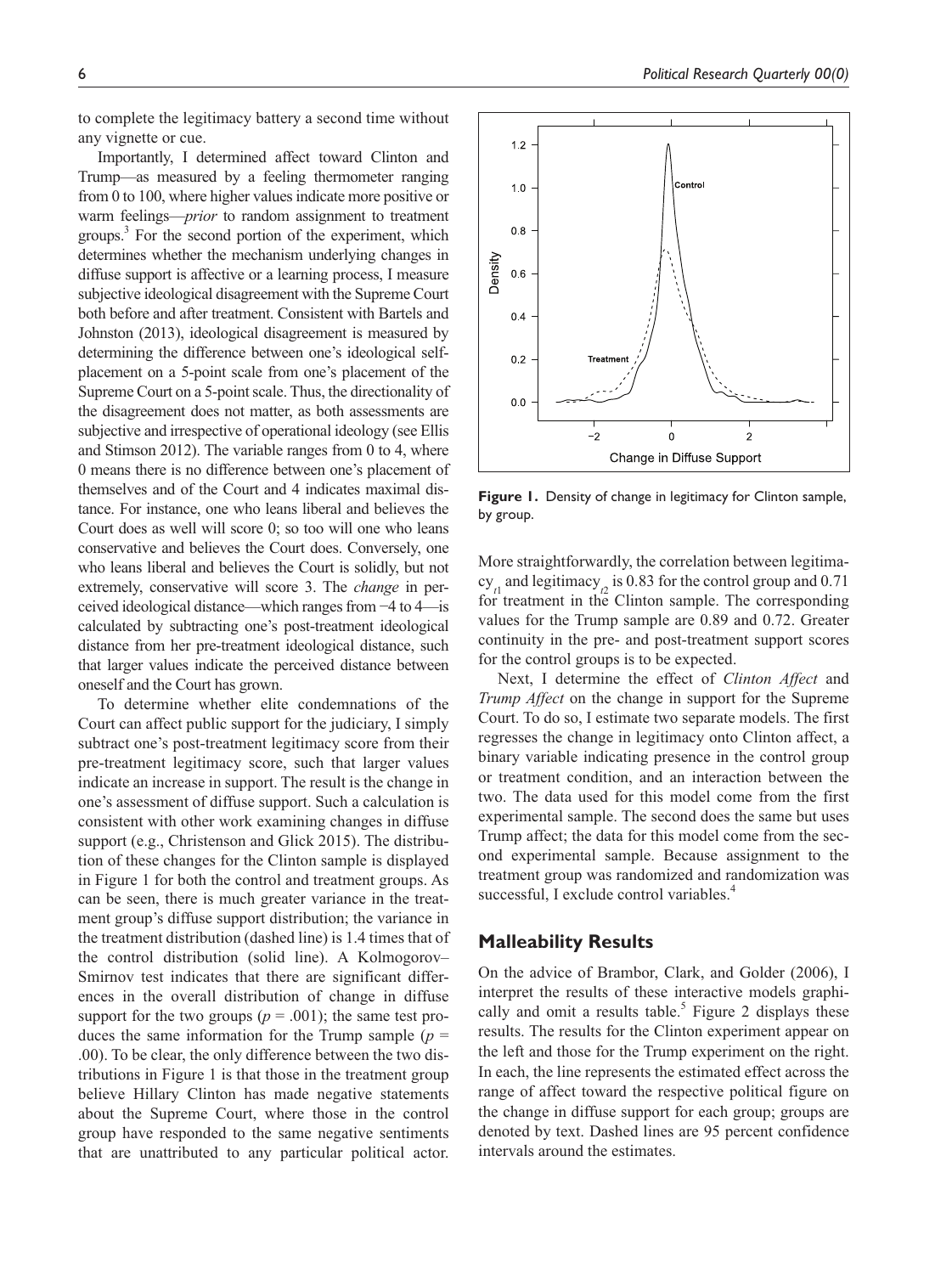to complete the legitimacy battery a second time without any vignette or cue.

Importantly, I determined affect toward Clinton and Trump—as measured by a feeling thermometer ranging from 0 to 100, where higher values indicate more positive or warm feelings—*prior* to random assignment to treatment groups.[3] For the second portion of the experiment, which determines whether the mechanism underlying changes in diffuse support is affective or a learning process, I measure subjective ideological disagreement with the Supreme Court both before and after treatment. Consistent with Bartels and Johnston (2013), ideological disagreement is measured by determining the difference between one's ideological self-placement on a 5-point scale from one's placement of the Supreme Court on a 5-point scale. Thus, the directionality of the disagreement does not matter, as both assessments are subjective and irrespective of operational ideology (see Ellis and Stimson 2012). The variable ranges from 0 to 4, where 0 means there is no difference between one's placement of themselves and of the Court and 4 indicates maximal distance. For instance, one who leans liberal and believes the Court does as well will score 0; so too will one who leans conservative and believes the Court does. Conversely, one who leans liberal and believes the Court is solidly, but not extremely, conservative will score 3. The *change* in perceived ideological distance—which ranges from −4 to 4—is calculated by subtracting one's post-treatment ideological distance from her pre-treatment ideological distance, such that larger values indicate the perceived distance between oneself and the Court has grown.

To determine whether elite condemnations of the Court can affect public support for the judiciary, I simply subtract one's post-treatment legitimacy score from their pre-treatment legitimacy score, such that larger values indicate an increase in support. The result is the change in one's assessment of diffuse support. Such a calculation is consistent with other work examining changes in diffuse support (e.g., Christenson and Glick 2015). The distribution of these changes for the Clinton sample is displayed in Figure 1 for both the control and treatment groups. As can be seen, there is much greater variance in the treatment group's diffuse support distribution; the variance in the treatment distribution (dashed line) is 1.4 times that of the control distribution (solid line). A Kolmogorov–Smirnov test indicates that there are significant differences in the overall distribution of change in diffuse support for the two groups ($p = .001$); the same test produces the same information for the Trump sample ($p = .00$). To be clear, the only difference between the two distributions in Figure 1 is that those in the treatment group believe Hillary Clinton has made negative statements about the Supreme Court, where those in the control group have responded to the same negative sentiments that are unattributed to any particular political actor.

**Figure 1.** Density of change in legitimacy for Clinton sample, by group.

More straightforwardly, the correlation between legitimacy$_{t1}$ and legitimacy$_{t2}$ is 0.83 for the control group and 0.71 for treatment in the Clinton sample. The corresponding values for the Trump sample are 0.89 and 0.72. Greater continuity in the pre- and post-treatment support scores for the control groups is to be expected.

Next, I determine the effect of *Clinton Affect* and *Trump Affect* on the change in support for the Supreme Court. To do so, I estimate two separate models. The first regresses the change in legitimacy onto Clinton affect, a binary variable indicating presence in the control group or treatment condition, and an interaction between the two. The data used for this model come from the first experimental sample. The second does the same but uses Trump affect; the data for this model come from the second experimental sample. Because assignment to the treatment group was randomized and randomization was successful, I exclude control variables.[4]

## Malleability Results

On the advice of Brambor, Clark, and Golder (2006), I interpret the results of these interactive models graphically and omit a results table.[5] Figure 2 displays these results. The results for the Clinton experiment appear on the left and those for the Trump experiment on the right. In each, the line represents the estimated effect across the range of affect toward the respective political figure on the change in diffuse support for each group; groups are denoted by text. Dashed lines are 95 percent confidence intervals around the estimates.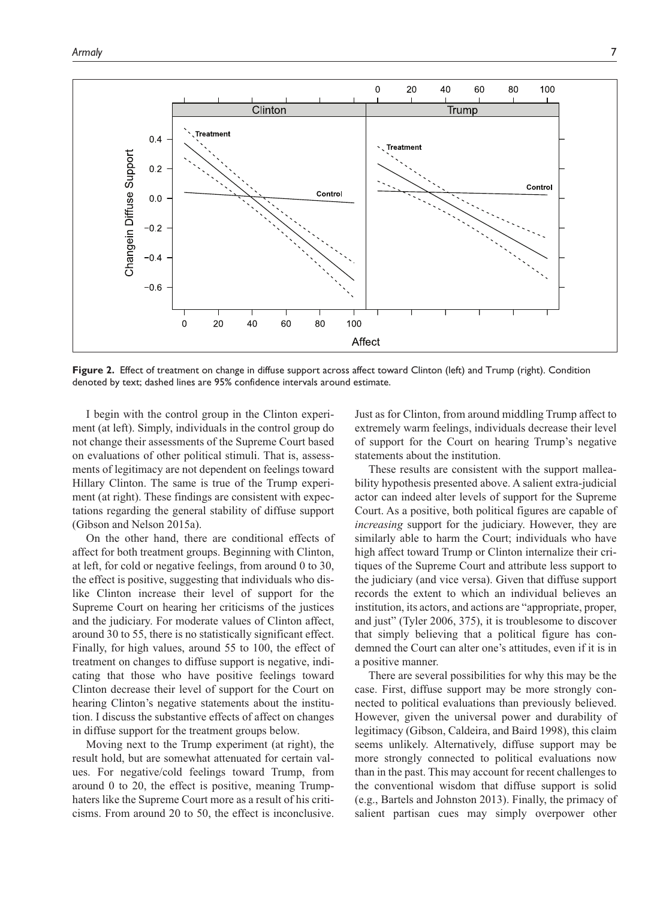**Figure 2.** Effect of treatment on change in diffuse support across affect toward Clinton (left) and Trump (right). Condition denoted by text; dashed lines are 95% confidence intervals around estimate.

I begin with the control group in the Clinton experiment (at left). Simply, individuals in the control group do not change their assessments of the Supreme Court based on evaluations of other political stimuli. That is, assessments of legitimacy are not dependent on feelings toward Hillary Clinton. The same is true of the Trump experiment (at right). These findings are consistent with expectations regarding the general stability of diffuse support (Gibson and Nelson 2015a).

On the other hand, there are conditional effects of affect for both treatment groups. Beginning with Clinton, at left, for cold or negative feelings, from around 0 to 30, the effect is positive, suggesting that individuals who dislike Clinton increase their level of support for the Supreme Court on hearing her criticisms of the justices and the judiciary. For moderate values of Clinton affect, around 30 to 55, there is no statistically significant effect. Finally, for high values, around 55 to 100, the effect of treatment on changes to diffuse support is negative, indicating that those who have positive feelings toward Clinton decrease their level of support for the Court on hearing Clinton's negative statements about the institution. I discuss the substantive effects of affect on changes in diffuse support for the treatment groups below.

Moving next to the Trump experiment (at right), the result hold, but are somewhat attenuated for certain values. For negative/cold feelings toward Trump, from around 0 to 20, the effect is positive, meaning Trump-haters like the Supreme Court more as a result of his criticisms. From around 20 to 50, the effect is inconclusive. Just as for Clinton, from around middling Trump affect to extremely warm feelings, individuals decrease their level of support for the Court on hearing Trump's negative statements about the institution.

These results are consistent with the support malleability hypothesis presented above. A salient extra-judicial actor can indeed alter levels of support for the Supreme Court. As a positive, both political figures are capable of *increasing* support for the judiciary. However, they are similarly able to harm the Court; individuals who have high affect toward Trump or Clinton internalize their critiques of the Supreme Court and attribute less support to the judiciary (and vice versa). Given that diffuse support records the extent to which an individual believes an institution, its actors, and actions are "appropriate, proper, and just" (Tyler 2006, 375), it is troublesome to discover that simply believing that a political figure has condemned the Court can alter one's attitudes, even if it is in a positive manner.

There are several possibilities for why this may be the case. First, diffuse support may be more strongly connected to political evaluations than previously believed. However, given the universal power and durability of legitimacy (Gibson, Caldeira, and Baird 1998), this claim seems unlikely. Alternatively, diffuse support may be more strongly connected to political evaluations now than in the past. This may account for recent challenges to the conventional wisdom that diffuse support is solid (e.g., Bartels and Johnston 2013). Finally, the primacy of salient partisan cues may simply overpower other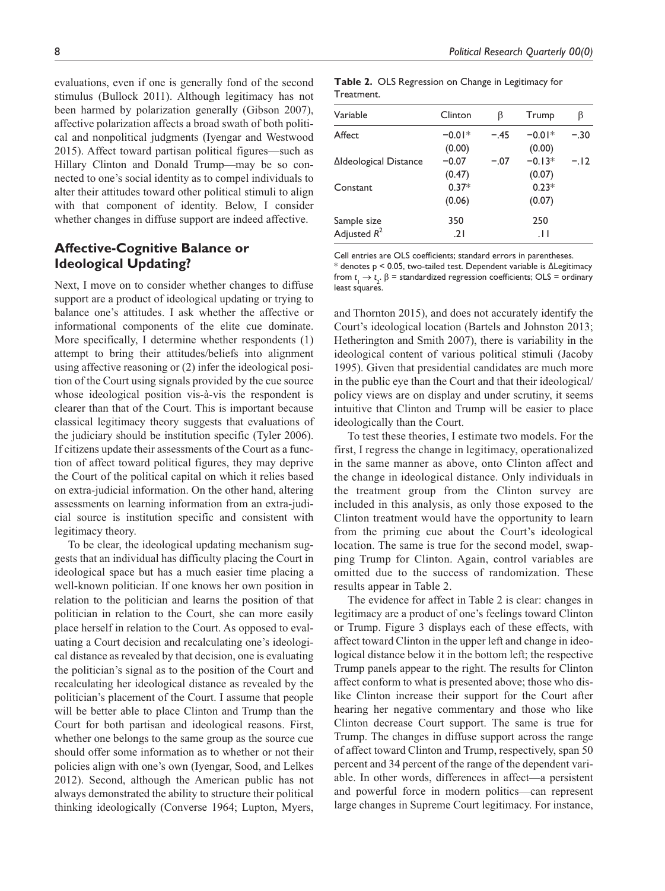evaluations, even if one is generally fond of the second stimulus (Bullock 2011). Although legitimacy has not been harmed by polarization generally (Gibson 2007), affective polarization affects a broad swath of both political and nonpolitical judgments (Iyengar and Westwood 2015). Affect toward partisan political figures—such as Hillary Clinton and Donald Trump—may be so connected to one's social identity as to compel individuals to alter their attitudes toward other political stimuli to align with that component of identity. Below, I consider whether changes in diffuse support are indeed affective.

## Affective-Cognitive Balance or Ideological Updating?

Next, I move on to consider whether changes to diffuse support are a product of ideological updating or trying to balance one's attitudes. I ask whether the affective or informational components of the elite cue dominate. More specifically, I determine whether respondents (1) attempt to bring their attitudes/beliefs into alignment using affective reasoning or (2) infer the ideological position of the Court using signals provided by the cue source whose ideological position vis-à-vis the respondent is clearer than that of the Court. This is important because classical legitimacy theory suggests that evaluations of the judiciary should be institution specific (Tyler 2006). If citizens update their assessments of the Court as a function of affect toward political figures, they may deprive the Court of the political capital on which it relies based on extra-judicial information. On the other hand, altering assessments on learning information from an extra-judicial source is institution specific and consistent with legitimacy theory.

To be clear, the ideological updating mechanism suggests that an individual has difficulty placing the Court in ideological space but has a much easier time placing a well-known politician. If one knows her own position in relation to the politician and learns the position of that politician in relation to the Court, she can more easily place herself in relation to the Court. As opposed to evaluating a Court decision and recalculating one's ideological distance as revealed by that decision, one is evaluating the politician's signal as to the position of the Court and recalculating her ideological distance as revealed by the politician's placement of the Court. I assume that people will be better able to place Clinton and Trump than the Court for both partisan and ideological reasons. First, whether one belongs to the same group as the source cue should offer some information as to whether or not their policies align with one's own (Iyengar, Sood, and Lelkes 2012). Second, although the American public has not always demonstrated the ability to structure their political thinking ideologically (Converse 1964; Lupton, Myers, and Thornton 2015), and does not accurately identify the Court's ideological location (Bartels and Johnston 2013; Hetherington and Smith 2007), there is variability in the ideological content of various political stimuli (Jacoby 1995). Given that presidential candidates are much more in the public eye than the Court and that their ideological/policy views are on display and under scrutiny, it seems intuitive that Clinton and Trump will be easier to place ideologically than the Court.

**Table 2.** OLS Regression on Change in Legitimacy for Treatment.

| Variable | Clinton | β | Trump | β |
|---|---|---|---|---|
| Affect | −0.01* | −.45 | −0.01* | −.30 |
| | (0.00) | | (0.00) | |
| ΔIdeological Distance | −0.07 | −.07 | −0.13* | −.12 |
| | (0.47) | | (0.07) | |
| Constant | 0.37* | | 0.23* | |
| | (0.06) | | (0.07) | |
| Sample size | 350 | | 250 | |
| Adjusted $R^2$ | .21 | | .11 | |

Cell entries are OLS coefficients; standard errors in parentheses.
* denotes p < 0.05, two-tailed test. Dependent variable is ΔLegitimacy from $t_1 \rightarrow t_2$. β = standardized regression coefficients; OLS = ordinary least squares.

To test these theories, I estimate two models. For the first, I regress the change in legitimacy, operationalized in the same manner as above, onto Clinton affect and the change in ideological distance. Only individuals in the treatment group from the Clinton survey are included in this analysis, as only those exposed to the Clinton treatment would have the opportunity to learn from the priming cue about the Court's ideological location. The same is true for the second model, swapping Trump for Clinton. Again, control variables are omitted due to the success of randomization. These results appear in Table 2.

The evidence for affect in Table 2 is clear: changes in legitimacy are a product of one's feelings toward Clinton or Trump. Figure 3 displays each of these effects, with affect toward Clinton in the upper left and change in ideological distance below it in the bottom left; the respective Trump panels appear to the right. The results for Clinton affect conform to what is presented above; those who dislike Clinton increase their support for the Court after hearing her negative commentary and those who like Clinton decrease Court support. The same is true for Trump. The changes in diffuse support across the range of affect toward Clinton and Trump, respectively, span 50 percent and 34 percent of the range of the dependent variable. In other words, differences in affect—a persistent and powerful force in modern politics—can represent large changes in Supreme Court legitimacy. For instance,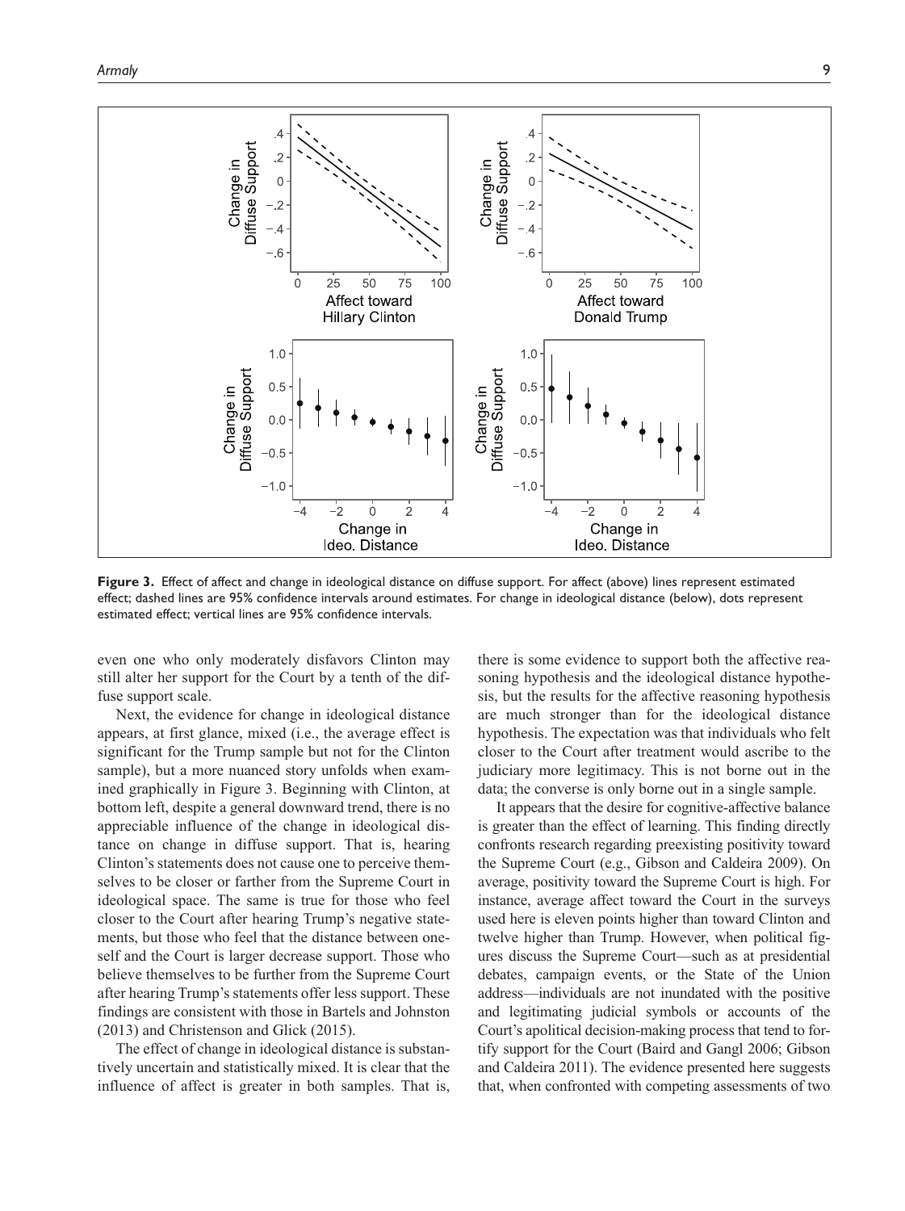Change in Diffuse Support
.4
.2
0
−.2
−.4
−.6
0 25 50 75 100
Affect toward Hillary Clinton

Change in Diffuse Support
.4
.2
0
−.2
−.4
−.6
0 25 50 75 100
Affect toward Donald Trump

Change in Diffuse Support
1.0
0.5
0.0
−0.5
−1.0
−4 −2 0 2 4
Change in Ideo. Distance

Change in Diffuse Support
1.0
0.5
0.0
−0.5
−1.0
−4 −2 0 2 4
Change in Ideo. Distance

**Figure 3.** Effect of affect and change in ideological distance on diffuse support. For affect (above) lines represent estimated effect; dashed lines are 95% confidence intervals around estimates. For change in ideological distance (below), dots represent estimated effect; vertical lines are 95% confidence intervals.

even one who only moderately disfavors Clinton may still alter her support for the Court by a tenth of the diffuse support scale.

Next, the evidence for change in ideological distance appears, at first glance, mixed (i.e., the average effect is significant for the Trump sample but not for the Clinton sample), but a more nuanced story unfolds when examined graphically in Figure 3. Beginning with Clinton, at bottom left, despite a general downward trend, there is no appreciable influence of the change in ideological distance on change in diffuse support. That is, hearing Clinton's statements does not cause one to perceive themselves to be closer or farther from the Supreme Court in ideological space. The same is true for those who feel closer to the Court after hearing Trump's negative statements, but those who feel that the distance between oneself and the Court is larger decrease support. Those who believe themselves to be further from the Supreme Court after hearing Trump's statements offer less support. These findings are consistent with those in Bartels and Johnston (2013) and Christenson and Glick (2015).

The effect of change in ideological distance is substantively uncertain and statistically mixed. It is clear that the influence of affect is greater in both samples. That is, there is some evidence to support both the affective reasoning hypothesis and the ideological distance hypothesis, but the results for the affective reasoning hypothesis are much stronger than for the ideological distance hypothesis. The expectation was that individuals who felt closer to the Court after treatment would ascribe to the judiciary more legitimacy. This is not borne out in the data; the converse is only borne out in a single sample.

It appears that the desire for cognitive-affective balance is greater than the effect of learning. This finding directly confronts research regarding preexisting positivity toward the Supreme Court (e.g., Gibson and Caldeira 2009). On average, positivity toward the Supreme Court is high. For instance, average affect toward the Court in the surveys used here is eleven points higher than toward Clinton and twelve higher than Trump. However, when political figures discuss the Supreme Court—such as at presidential debates, campaign events, or the State of the Union address—individuals are not inundated with the positive and legitimating judicial symbols or accounts of the Court's apolitical decision-making process that tend to fortify support for the Court (Baird and Gangl 2006; Gibson and Caldeira 2011). The evidence presented here suggests that, when confronted with competing assessments of two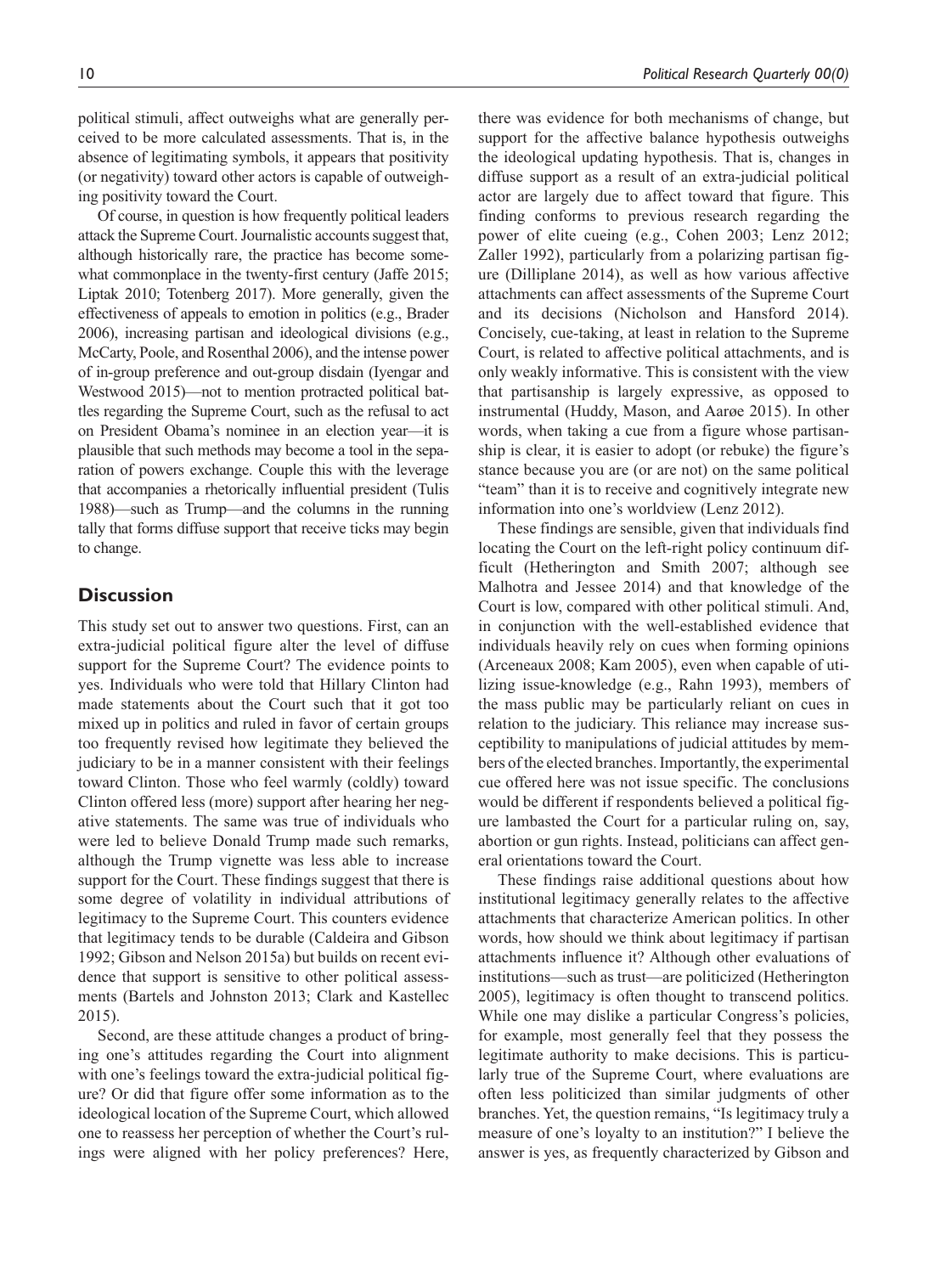political stimuli, affect outweighs what are generally perceived to be more calculated assessments. That is, in the absence of legitimating symbols, it appears that positivity (or negativity) toward other actors is capable of outweighing positivity toward the Court.

Of course, in question is how frequently political leaders attack the Supreme Court. Journalistic accounts suggest that, although historically rare, the practice has become somewhat commonplace in the twenty-first century (Jaffe 2015; Liptak 2010; Totenberg 2017). More generally, given the effectiveness of appeals to emotion in politics (e.g., Brader 2006), increasing partisan and ideological divisions (e.g., McCarty, Poole, and Rosenthal 2006), and the intense power of in-group preference and out-group disdain (Iyengar and Westwood 2015)—not to mention protracted political battles regarding the Supreme Court, such as the refusal to act on President Obama's nominee in an election year—it is plausible that such methods may become a tool in the separation of powers exchange. Couple this with the leverage that accompanies a rhetorically influential president (Tulis 1988)—such as Trump—and the columns in the running tally that forms diffuse support that receive ticks may begin to change.

## Discussion

This study set out to answer two questions. First, can an extra-judicial political figure alter the level of diffuse support for the Supreme Court? The evidence points to yes. Individuals who were told that Hillary Clinton had made statements about the Court such that it got too mixed up in politics and ruled in favor of certain groups too frequently revised how legitimate they believed the judiciary to be in a manner consistent with their feelings toward Clinton. Those who feel warmly (coldly) toward Clinton offered less (more) support after hearing her negative statements. The same was true of individuals who were led to believe Donald Trump made such remarks, although the Trump vignette was less able to increase support for the Court. These findings suggest that there is some degree of volatility in individual attributions of legitimacy to the Supreme Court. This counters evidence that legitimacy tends to be durable (Caldeira and Gibson 1992; Gibson and Nelson 2015a) but builds on recent evidence that support is sensitive to other political assessments (Bartels and Johnston 2013; Clark and Kastellec 2015).

Second, are these attitude changes a product of bringing one's attitudes regarding the Court into alignment with one's feelings toward the extra-judicial political figure? Or did that figure offer some information as to the ideological location of the Supreme Court, which allowed one to reassess her perception of whether the Court's rulings were aligned with her policy preferences? Here, there was evidence for both mechanisms of change, but support for the affective balance hypothesis outweighs the ideological updating hypothesis. That is, changes in diffuse support as a result of an extra-judicial political actor are largely due to affect toward that figure. This finding conforms to previous research regarding the power of elite cueing (e.g., Cohen 2003; Lenz 2012; Zaller 1992), particularly from a polarizing partisan figure (Dilliplane 2014), as well as how various affective attachments can affect assessments of the Supreme Court and its decisions (Nicholson and Hansford 2014). Concisely, cue-taking, at least in relation to the Supreme Court, is related to affective political attachments, and is only weakly informative. This is consistent with the view that partisanship is largely expressive, as opposed to instrumental (Huddy, Mason, and Aarøe 2015). In other words, when taking a cue from a figure whose partisanship is clear, it is easier to adopt (or rebuke) the figure's stance because you are (or are not) on the same political "team" than it is to receive and cognitively integrate new information into one's worldview (Lenz 2012).

These findings are sensible, given that individuals find locating the Court on the left-right policy continuum difficult (Hetherington and Smith 2007; although see Malhotra and Jessee 2014) and that knowledge of the Court is low, compared with other political stimuli. And, in conjunction with the well-established evidence that individuals heavily rely on cues when forming opinions (Arceneaux 2008; Kam 2005), even when capable of utilizing issue-knowledge (e.g., Rahn 1993), members of the mass public may be particularly reliant on cues in relation to the judiciary. This reliance may increase susceptibility to manipulations of judicial attitudes by members of the elected branches. Importantly, the experimental cue offered here was not issue specific. The conclusions would be different if respondents believed a political figure lambasted the Court for a particular ruling on, say, abortion or gun rights. Instead, politicians can affect general orientations toward the Court.

These findings raise additional questions about how institutional legitimacy generally relates to the affective attachments that characterize American politics. In other words, how should we think about legitimacy if partisan attachments influence it? Although other evaluations of institutions—such as trust—are politicized (Hetherington 2005), legitimacy is often thought to transcend politics. While one may dislike a particular Congress's policies, for example, most generally feel that they possess the legitimate authority to make decisions. This is particularly true of the Supreme Court, where evaluations are often less politicized than similar judgments of other branches. Yet, the question remains, "Is legitimacy truly a measure of one's loyalty to an institution?" I believe the answer is yes, as frequently characterized by Gibson and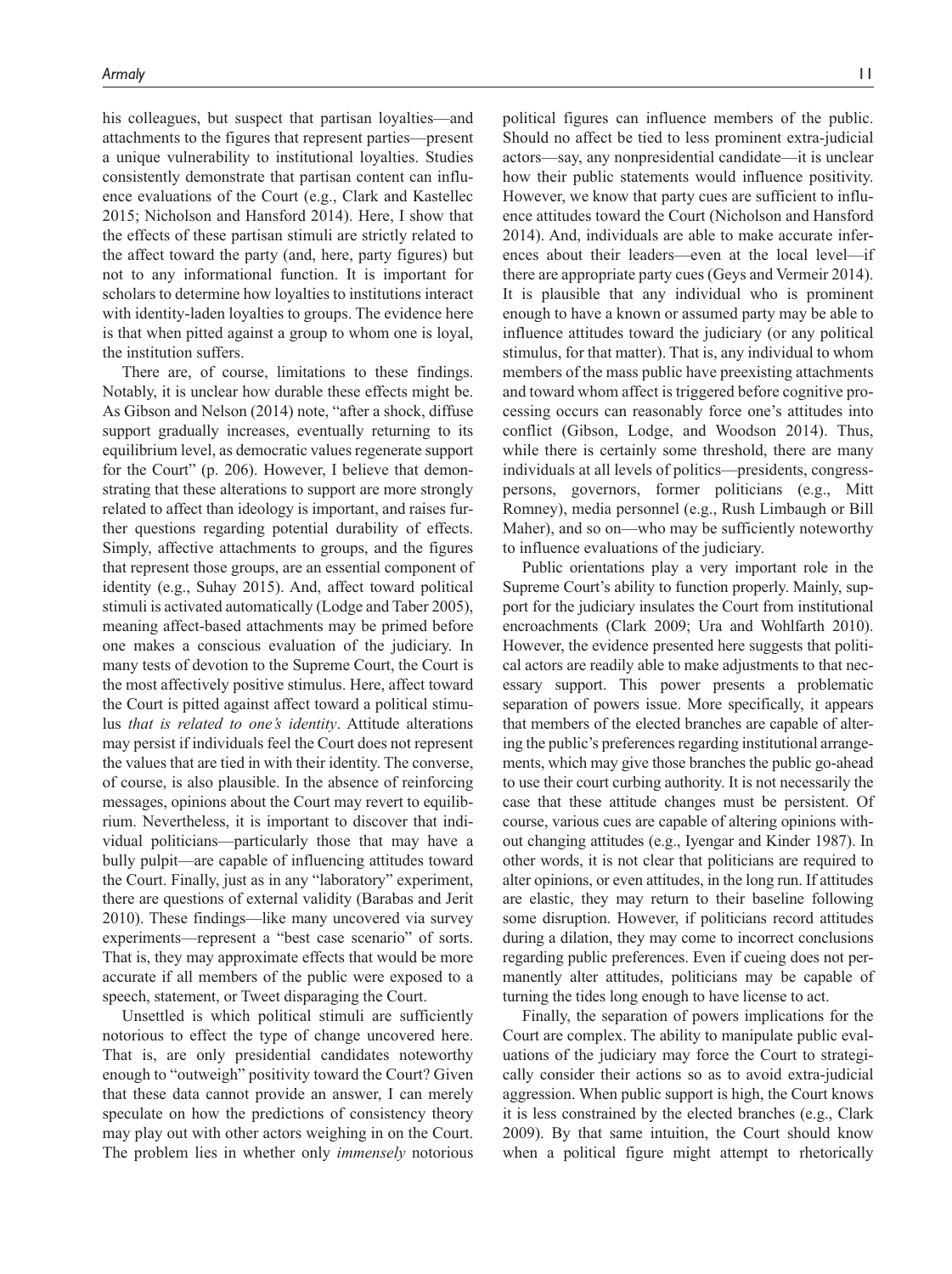his colleagues, but suspect that partisan loyalties—and attachments to the figures that represent parties—present a unique vulnerability to institutional loyalties. Studies consistently demonstrate that partisan content can influence evaluations of the Court (e.g., Clark and Kastellec 2015; Nicholson and Hansford 2014). Here, I show that the effects of these partisan stimuli are strictly related to the affect toward the party (and, here, party figures) but not to any informational function. It is important for scholars to determine how loyalties to institutions interact with identity-laden loyalties to groups. The evidence here is that when pitted against a group to whom one is loyal, the institution suffers.

There are, of course, limitations to these findings. Notably, it is unclear how durable these effects might be. As Gibson and Nelson (2014) note, "after a shock, diffuse support gradually increases, eventually returning to its equilibrium level, as democratic values regenerate support for the Court" (p. 206). However, I believe that demonstrating that these alterations to support are more strongly related to affect than ideology is important, and raises further questions regarding potential durability of effects. Simply, affective attachments to groups, and the figures that represent those groups, are an essential component of identity (e.g., Suhay 2015). And, affect toward political stimuli is activated automatically (Lodge and Taber 2005), meaning affect-based attachments may be primed before one makes a conscious evaluation of the judiciary. In many tests of devotion to the Supreme Court, the Court is the most affectively positive stimulus. Here, affect toward the Court is pitted against affect toward a political stimulus *that is related to one's identity*. Attitude alterations may persist if individuals feel the Court does not represent the values that are tied in with their identity. The converse, of course, is also plausible. In the absence of reinforcing messages, opinions about the Court may revert to equilibrium. Nevertheless, it is important to discover that individual politicians—particularly those that may have a bully pulpit—are capable of influencing attitudes toward the Court. Finally, just as in any "laboratory" experiment, there are questions of external validity (Barabas and Jerit 2010). These findings—like many uncovered via survey experiments—represent a "best case scenario" of sorts. That is, they may approximate effects that would be more accurate if all members of the public were exposed to a speech, statement, or Tweet disparaging the Court.

Unsettled is which political stimuli are sufficiently notorious to effect the type of change uncovered here. That is, are only presidential candidates noteworthy enough to "outweigh" positivity toward the Court? Given that these data cannot provide an answer, I can merely speculate on how the predictions of consistency theory may play out with other actors weighing in on the Court. The problem lies in whether only *immensely* notorious political figures can influence members of the public. Should no affect be tied to less prominent extra-judicial actors—say, any nonpresidential candidate—it is unclear how their public statements would influence positivity. However, we know that party cues are sufficient to influence attitudes toward the Court (Nicholson and Hansford 2014). And, individuals are able to make accurate inferences about their leaders—even at the local level—if there are appropriate party cues (Geys and Vermeir 2014). It is plausible that any individual who is prominent enough to have a known or assumed party may be able to influence attitudes toward the judiciary (or any political stimulus, for that matter). That is, any individual to whom members of the mass public have preexisting attachments and toward whom affect is triggered before cognitive processing occurs can reasonably force one's attitudes into conflict (Gibson, Lodge, and Woodson 2014). Thus, while there is certainly some threshold, there are many individuals at all levels of politics—presidents, congresspersons, governors, former politicians (e.g., Mitt Romney), media personnel (e.g., Rush Limbaugh or Bill Maher), and so on—who may be sufficiently noteworthy to influence evaluations of the judiciary.

Public orientations play a very important role in the Supreme Court's ability to function properly. Mainly, support for the judiciary insulates the Court from institutional encroachments (Clark 2009; Ura and Wohlfarth 2010). However, the evidence presented here suggests that political actors are readily able to make adjustments to that necessary support. This power presents a problematic separation of powers issue. More specifically, it appears that members of the elected branches are capable of altering the public's preferences regarding institutional arrangements, which may give those branches the public go-ahead to use their court curbing authority. It is not necessarily the case that these attitude changes must be persistent. Of course, various cues are capable of altering opinions without changing attitudes (e.g., Iyengar and Kinder 1987). In other words, it is not clear that politicians are required to alter opinions, or even attitudes, in the long run. If attitudes are elastic, they may return to their baseline following some disruption. However, if politicians record attitudes during a dilation, they may come to incorrect conclusions regarding public preferences. Even if cueing does not permanently alter attitudes, politicians may be capable of turning the tides long enough to have license to act.

Finally, the separation of powers implications for the Court are complex. The ability to manipulate public evaluations of the judiciary may force the Court to strategically consider their actions so as to avoid extra-judicial aggression. When public support is high, the Court knows it is less constrained by the elected branches (e.g., Clark 2009). By that same intuition, the Court should know when a political figure might attempt to rhetorically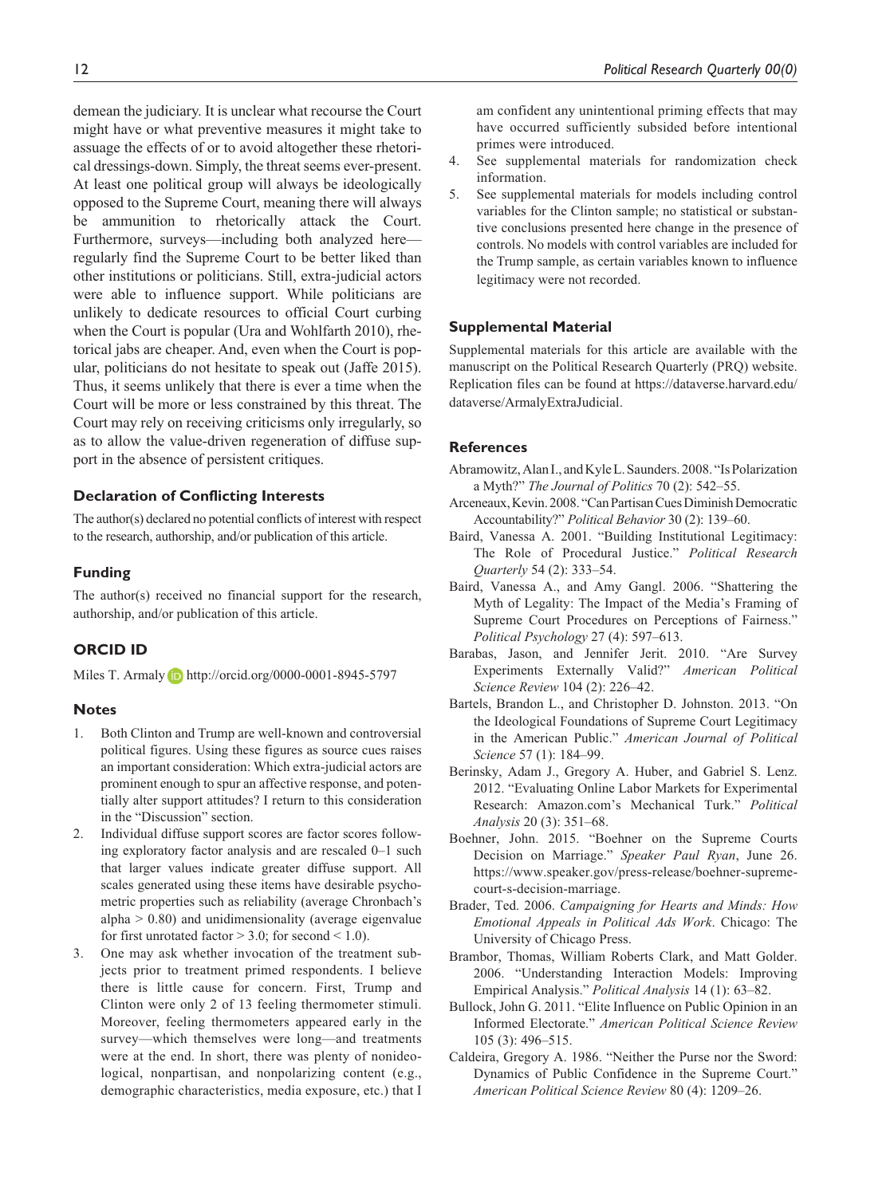demean the judiciary. It is unclear what recourse the Court might have or what preventive measures it might take to assuage the effects of or to avoid altogether these rhetorical dressings-down. Simply, the threat seems ever-present. At least one political group will always be ideologically opposed to the Supreme Court, meaning there will always be ammunition to rhetorically attack the Court. Furthermore, surveys—including both analyzed here—regularly find the Supreme Court to be better liked than other institutions or politicians. Still, extra-judicial actors were able to influence support. While politicians are unlikely to dedicate resources to official Court curbing when the Court is popular (Ura and Wohlfarth 2010), rhetorical jabs are cheaper. And, even when the Court is popular, politicians do not hesitate to speak out (Jaffe 2015). Thus, it seems unlikely that there is ever a time when the Court will be more or less constrained by this threat. The Court may rely on receiving criticisms only irregularly, so as to allow the value-driven regeneration of diffuse support in the absence of persistent critiques.

### Declaration of Conflicting Interests

The author(s) declared no potential conflicts of interest with respect to the research, authorship, and/or publication of this article.

### Funding

The author(s) received no financial support for the research, authorship, and/or publication of this article.

### ORCID ID

Miles T. Armaly http://orcid.org/0000-0001-8945-5797

### Notes

1. Both Clinton and Trump are well-known and controversial political figures. Using these figures as source cues raises an important consideration: Which extra-judicial actors are prominent enough to spur an affective response, and potentially alter support attitudes? I return to this consideration in the "Discussion" section.
2. Individual diffuse support scores are factor scores following exploratory factor analysis and are rescaled 0–1 such that larger values indicate greater diffuse support. All scales generated using these items have desirable psychometric properties such as reliability (average Chronbach's alpha $> 0.80$) and unidimensionality (average eigenvalue for first unrotated factor $> 3.0$; for second $< 1.0$).
3. One may ask whether invocation of the treatment subjects prior to treatment primed respondents. I believe there is little cause for concern. First, Trump and Clinton were only 2 of 13 feeling thermometer stimuli. Moreover, feeling thermometers appeared early in the survey—which themselves were long—and treatments were at the end. In short, there was plenty of nonideological, nonpartisan, and nonpolarizing content (e.g., demographic characteristics, media exposure, etc.) that I am confident any unintentional priming effects that may have occurred sufficiently subsided before intentional primes were introduced.
4. See supplemental materials for randomization check information.
5. See supplemental materials for models including control variables for the Clinton sample; no statistical or substantive conclusions presented here change in the presence of controls. No models with control variables are included for the Trump sample, as certain variables known to influence legitimacy were not recorded.

### Supplemental Material

Supplemental materials for this article are available with the manuscript on the Political Research Quarterly (PRQ) website. Replication files can be found at https://dataverse.harvard.edu/dataverse/ArmalyExtraJudicial.

### References

Abramowitz, Alan I., and Kyle L. Saunders. 2008. "Is Polarization a Myth?" *The Journal of Politics* 70 (2): 542–55.

Arceneaux, Kevin. 2008. "Can Partisan Cues Diminish Democratic Accountability?" *Political Behavior* 30 (2): 139–60.

Baird, Vanessa A. 2001. "Building Institutional Legitimacy: The Role of Procedural Justice." *Political Research Quarterly* 54 (2): 333–54.

Baird, Vanessa A., and Amy Gangl. 2006. "Shattering the Myth of Legality: The Impact of the Media's Framing of Supreme Court Procedures on Perceptions of Fairness." *Political Psychology* 27 (4): 597–613.

Barabas, Jason, and Jennifer Jerit. 2010. "Are Survey Experiments Externally Valid?" *American Political Science Review* 104 (2): 226–42.

Bartels, Brandon L., and Christopher D. Johnston. 2013. "On the Ideological Foundations of Supreme Court Legitimacy in the American Public." *American Journal of Political Science* 57 (1): 184–99.

Berinsky, Adam J., Gregory A. Huber, and Gabriel S. Lenz. 2012. "Evaluating Online Labor Markets for Experimental Research: Amazon.com's Mechanical Turk." *Political Analysis* 20 (3): 351–68.

Boehner, John. 2015. "Boehner on the Supreme Courts Decision on Marriage." *Speaker Paul Ryan*, June 26. https://www.speaker.gov/press-release/boehner-supreme-court-s-decision-marriage.

Brader, Ted. 2006. *Campaigning for Hearts and Minds: How Emotional Appeals in Political Ads Work*. Chicago: The University of Chicago Press.

Brambor, Thomas, William Roberts Clark, and Matt Golder. 2006. "Understanding Interaction Models: Improving Empirical Analysis." *Political Analysis* 14 (1): 63–82.

Bullock, John G. 2011. "Elite Influence on Public Opinion in an Informed Electorate." *American Political Science Review* 105 (3): 496–515.

Caldeira, Gregory A. 1986. "Neither the Purse nor the Sword: Dynamics of Public Confidence in the Supreme Court." *American Political Science Review* 80 (4): 1209–26.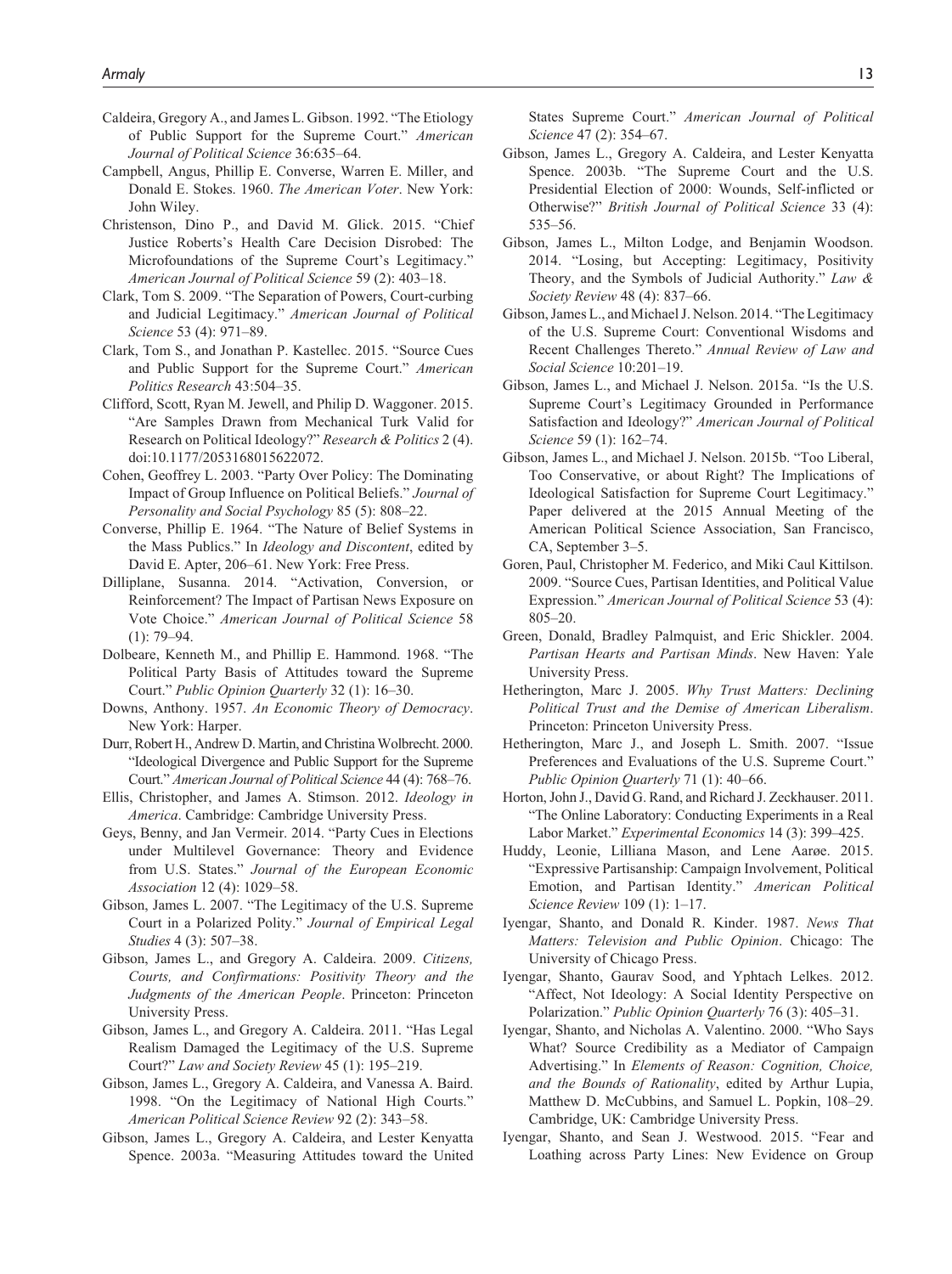Caldeira, Gregory A., and James L. Gibson. 1992. "The Etiology of Public Support for the Supreme Court." *American Journal of Political Science* 36:635–64.

Campbell, Angus, Phillip E. Converse, Warren E. Miller, and Donald E. Stokes. 1960. *The American Voter*. New York: John Wiley.

Christenson, Dino P., and David M. Glick. 2015. "Chief Justice Roberts's Health Care Decision Disrobed: The Microfoundations of the Supreme Court's Legitimacy." *American Journal of Political Science* 59 (2): 403–18.

Clark, Tom S. 2009. "The Separation of Powers, Court-curbing and Judicial Legitimacy." *American Journal of Political Science* 53 (4): 971–89.

Clark, Tom S., and Jonathan P. Kastellec. 2015. "Source Cues and Public Support for the Supreme Court." *American Politics Research* 43:504–35.

Clifford, Scott, Ryan M. Jewell, and Philip D. Waggoner. 2015. "Are Samples Drawn from Mechanical Turk Valid for Research on Political Ideology?" *Research & Politics* 2 (4). doi:10.1177/2053168015622072.

Cohen, Geoffrey L. 2003. "Party Over Policy: The Dominating Impact of Group Influence on Political Beliefs." *Journal of Personality and Social Psychology* 85 (5): 808–22.

Converse, Phillip E. 1964. "The Nature of Belief Systems in the Mass Publics." In *Ideology and Discontent*, edited by David E. Apter, 206–61. New York: Free Press.

Dilliplane, Susanna. 2014. "Activation, Conversion, or Reinforcement? The Impact of Partisan News Exposure on Vote Choice." *American Journal of Political Science* 58 (1): 79–94.

Dolbeare, Kenneth M., and Phillip E. Hammond. 1968. "The Political Party Basis of Attitudes toward the Supreme Court." *Public Opinion Quarterly* 32 (1): 16–30.

Downs, Anthony. 1957. *An Economic Theory of Democracy*. New York: Harper.

Durr, Robert H., Andrew D. Martin, and Christina Wolbrecht. 2000. "Ideological Divergence and Public Support for the Supreme Court." *American Journal of Political Science* 44 (4): 768–76.

Ellis, Christopher, and James A. Stimson. 2012. *Ideology in America*. Cambridge: Cambridge University Press.

Geys, Benny, and Jan Vermeir. 2014. "Party Cues in Elections under Multilevel Governance: Theory and Evidence from U.S. States." *Journal of the European Economic Association* 12 (4): 1029–58.

Gibson, James L. 2007. "The Legitimacy of the U.S. Supreme Court in a Polarized Polity." *Journal of Empirical Legal Studies* 4 (3): 507–38.

Gibson, James L., and Gregory A. Caldeira. 2009. *Citizens, Courts, and Confirmations: Positivity Theory and the Judgments of the American People*. Princeton: Princeton University Press.

Gibson, James L., and Gregory A. Caldeira. 2011. "Has Legal Realism Damaged the Legitimacy of the U.S. Supreme Court?" *Law and Society Review* 45 (1): 195–219.

Gibson, James L., Gregory A. Caldeira, and Vanessa A. Baird. 1998. "On the Legitimacy of National High Courts." *American Political Science Review* 92 (2): 343–58.

Gibson, James L., Gregory A. Caldeira, and Lester Kenyatta Spence. 2003a. "Measuring Attitudes toward the United States Supreme Court." *American Journal of Political Science* 47 (2): 354–67.

Gibson, James L., Gregory A. Caldeira, and Lester Kenyatta Spence. 2003b. "The Supreme Court and the U.S. Presidential Election of 2000: Wounds, Self-inflicted or Otherwise?" *British Journal of Political Science* 33 (4): 535–56.

Gibson, James L., Milton Lodge, and Benjamin Woodson. 2014. "Losing, but Accepting: Legitimacy, Positivity Theory, and the Symbols of Judicial Authority." *Law & Society Review* 48 (4): 837–66.

Gibson, James L., and Michael J. Nelson. 2014. "The Legitimacy of the U.S. Supreme Court: Conventional Wisdoms and Recent Challenges Thereto." *Annual Review of Law and Social Science* 10:201–19.

Gibson, James L., and Michael J. Nelson. 2015a. "Is the U.S. Supreme Court's Legitimacy Grounded in Performance Satisfaction and Ideology?" *American Journal of Political Science* 59 (1): 162–74.

Gibson, James L., and Michael J. Nelson. 2015b. "Too Liberal, Too Conservative, or about Right? The Implications of Ideological Satisfaction for Supreme Court Legitimacy." Paper delivered at the 2015 Annual Meeting of the American Political Science Association, San Francisco, CA, September 3–5.

Goren, Paul, Christopher M. Federico, and Miki Caul Kittilson. 2009. "Source Cues, Partisan Identities, and Political Value Expression." *American Journal of Political Science* 53 (4): 805–20.

Green, Donald, Bradley Palmquist, and Eric Shickler. 2004. *Partisan Hearts and Partisan Minds*. New Haven: Yale University Press.

Hetherington, Marc J. 2005. *Why Trust Matters: Declining Political Trust and the Demise of American Liberalism*. Princeton: Princeton University Press.

Hetherington, Marc J., and Joseph L. Smith. 2007. "Issue Preferences and Evaluations of the U.S. Supreme Court." *Public Opinion Quarterly* 71 (1): 40–66.

Horton, John J., David G. Rand, and Richard J. Zeckhauser. 2011. "The Online Laboratory: Conducting Experiments in a Real Labor Market." *Experimental Economics* 14 (3): 399–425.

Huddy, Leonie, Lilliana Mason, and Lene Aarøe. 2015. "Expressive Partisanship: Campaign Involvement, Political Emotion, and Partisan Identity." *American Political Science Review* 109 (1): 1–17.

Iyengar, Shanto, and Donald R. Kinder. 1987. *News That Matters: Television and Public Opinion*. Chicago: The University of Chicago Press.

Iyengar, Shanto, Gaurav Sood, and Yphtach Lelkes. 2012. "Affect, Not Ideology: A Social Identity Perspective on Polarization." *Public Opinion Quarterly* 76 (3): 405–31.

Iyengar, Shanto, and Nicholas A. Valentino. 2000. "Who Says What? Source Credibility as a Mediator of Campaign Advertising." In *Elements of Reason: Cognition, Choice, and the Bounds of Rationality*, edited by Arthur Lupia, Matthew D. McCubbins, and Samuel L. Popkin, 108–29. Cambridge, UK: Cambridge University Press.

Iyengar, Shanto, and Sean J. Westwood. 2015. "Fear and Loathing across Party Lines: New Evidence on Group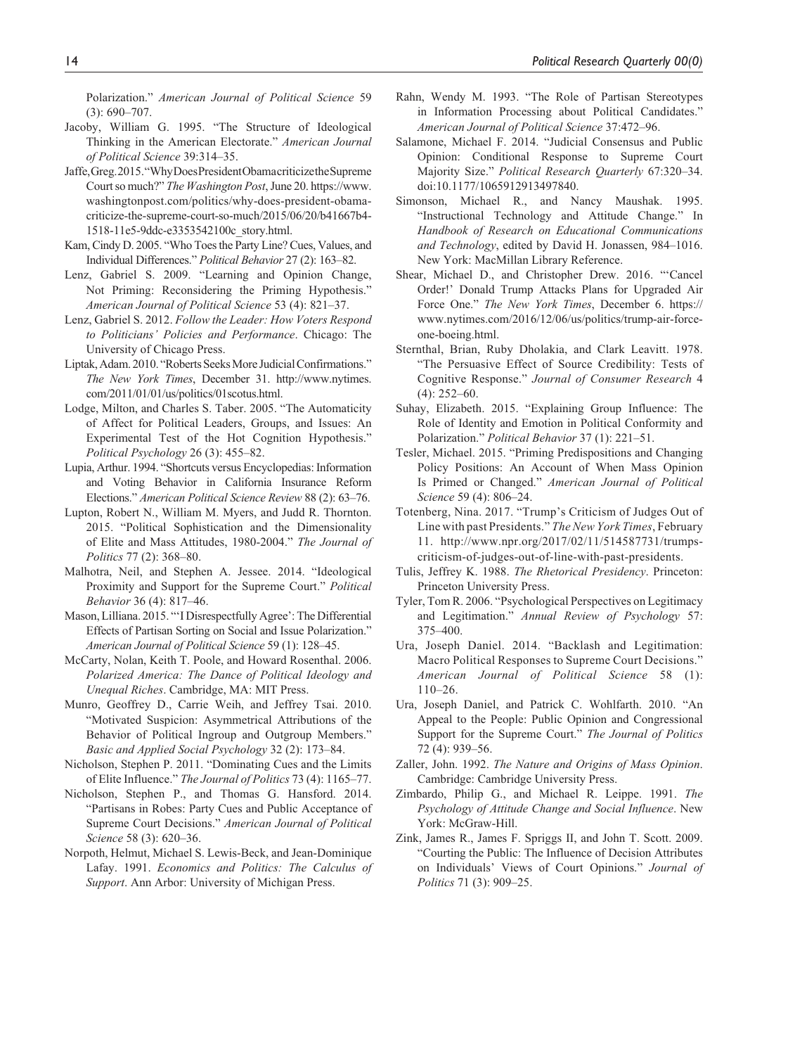Polarization." *American Journal of Political Science* 59 (3): 690–707.

Jacoby, William G. 1995. "The Structure of Ideological Thinking in the American Electorate." *American Journal of Political Science* 39:314–35.

Jaffe, Greg. 2015. "Why Does President Obama criticize the Supreme Court so much?" *The Washington Post*, June 20. https://www.washingtonpost.com/politics/why-does-president-obama-criticize-the-supreme-court-so-much/2015/06/20/b41667b4-1518-11e5-9ddc-e3353542100c_story.html.

Kam, Cindy D. 2005. "Who Toes the Party Line? Cues, Values, and Individual Differences." *Political Behavior* 27 (2): 163–82.

Lenz, Gabriel S. 2009. "Learning and Opinion Change, Not Priming: Reconsidering the Priming Hypothesis." *American Journal of Political Science* 53 (4): 821–37.

Lenz, Gabriel S. 2012. *Follow the Leader: How Voters Respond to Politicians' Policies and Performance*. Chicago: The University of Chicago Press.

Liptak, Adam. 2010. "Roberts Seeks More Judicial Confirmations." *The New York Times*, December 31. http://www.nytimes.com/2011/01/01/us/politics/01scotus.html.

Lodge, Milton, and Charles S. Taber. 2005. "The Automaticity of Affect for Political Leaders, Groups, and Issues: An Experimental Test of the Hot Cognition Hypothesis." *Political Psychology* 26 (3): 455–82.

Lupia, Arthur. 1994. "Shortcuts versus Encyclopedias: Information and Voting Behavior in California Insurance Reform Elections." *American Political Science Review* 88 (2): 63–76.

Lupton, Robert N., William M. Myers, and Judd R. Thornton. 2015. "Political Sophistication and the Dimensionality of Elite and Mass Attitudes, 1980-2004." *The Journal of Politics* 77 (2): 368–80.

Malhotra, Neil, and Stephen A. Jessee. 2014. "Ideological Proximity and Support for the Supreme Court." *Political Behavior* 36 (4): 817–46.

Mason, Lilliana. 2015. "'I Disrespectfully Agree': The Differential Effects of Partisan Sorting on Social and Issue Polarization." *American Journal of Political Science* 59 (1): 128–45.

McCarty, Nolan, Keith T. Poole, and Howard Rosenthal. 2006. *Polarized America: The Dance of Political Ideology and Unequal Riches*. Cambridge, MA: MIT Press.

Munro, Geoffrey D., Carrie Weih, and Jeffrey Tsai. 2010. "Motivated Suspicion: Asymmetrical Attributions of the Behavior of Political Ingroup and Outgroup Members." *Basic and Applied Social Psychology* 32 (2): 173–84.

Nicholson, Stephen P. 2011. "Dominating Cues and the Limits of Elite Influence." *The Journal of Politics* 73 (4): 1165–77.

Nicholson, Stephen P., and Thomas G. Hansford. 2014. "Partisans in Robes: Party Cues and Public Acceptance of Supreme Court Decisions." *American Journal of Political Science* 58 (3): 620–36.

Norpoth, Helmut, Michael S. Lewis-Beck, and Jean-Dominique Lafay. 1991. *Economics and Politics: The Calculus of Support*. Ann Arbor: University of Michigan Press.

Rahn, Wendy M. 1993. "The Role of Partisan Stereotypes in Information Processing about Political Candidates." *American Journal of Political Science* 37:472–96.

Salamone, Michael F. 2014. "Judicial Consensus and Public Opinion: Conditional Response to Supreme Court Majority Size." *Political Research Quarterly* 67:320–34. doi:10.1177/1065912913497840.

Simonson, Michael R., and Nancy Maushak. 1995. "Instructional Technology and Attitude Change." In *Handbook of Research on Educational Communications and Technology*, edited by David H. Jonassen, 984–1016. New York: MacMillan Library Reference.

Shear, Michael D., and Christopher Drew. 2016. "'Cancel Order!' Donald Trump Attacks Plans for Upgraded Air Force One." *The New York Times*, December 6. https://www.nytimes.com/2016/12/06/us/politics/trump-air-force-one-boeing.html.

Sternthal, Brian, Ruby Dholakia, and Clark Leavitt. 1978. "The Persuasive Effect of Source Credibility: Tests of Cognitive Response." *Journal of Consumer Research* 4 (4): 252–60.

Suhay, Elizabeth. 2015. "Explaining Group Influence: The Role of Identity and Emotion in Political Conformity and Polarization." *Political Behavior* 37 (1): 221–51.

Tesler, Michael. 2015. "Priming Predispositions and Changing Policy Positions: An Account of When Mass Opinion Is Primed or Changed." *American Journal of Political Science* 59 (4): 806–24.

Totenberg, Nina. 2017. "Trump's Criticism of Judges Out of Line with past Presidents." *The New York Times*, February 11. http://www.npr.org/2017/02/11/514587731/trumps-criticism-of-judges-out-of-line-with-past-presidents.

Tulis, Jeffrey K. 1988. *The Rhetorical Presidency*. Princeton: Princeton University Press.

Tyler, Tom R. 2006. "Psychological Perspectives on Legitimacy and Legitimation." *Annual Review of Psychology* 57: 375–400.

Ura, Joseph Daniel. 2014. "Backlash and Legitimation: Macro Political Responses to Supreme Court Decisions." *American Journal of Political Science* 58 (1): 110–26.

Ura, Joseph Daniel, and Patrick C. Wohlfarth. 2010. "An Appeal to the People: Public Opinion and Congressional Support for the Supreme Court." *The Journal of Politics* 72 (4): 939–56.

Zaller, John. 1992. *The Nature and Origins of Mass Opinion*. Cambridge: Cambridge University Press.

Zimbardo, Philip G., and Michael R. Leippe. 1991. *The Psychology of Attitude Change and Social Influence*. New York: McGraw-Hill.

Zink, James R., James F. Spriggs II, and John T. Scott. 2009. "Courting the Public: The Influence of Decision Attributes on Individuals' Views of Court Opinions." *Journal of Politics* 71 (3): 909–25.